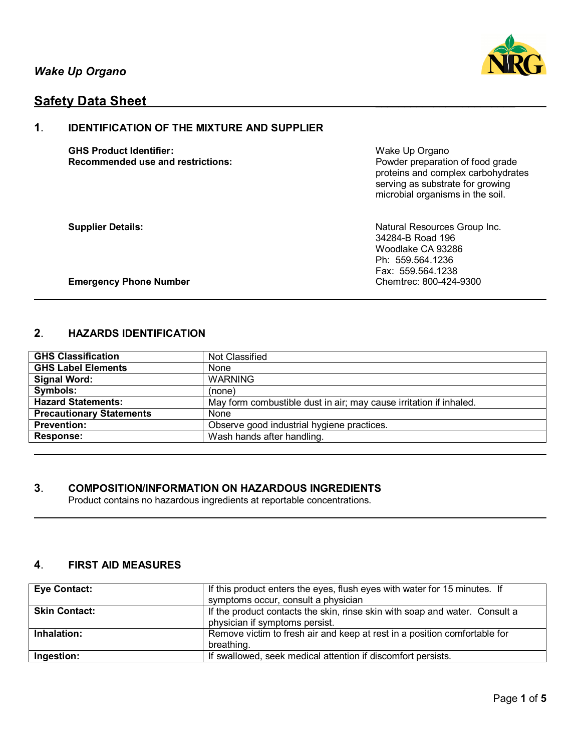*Wake Up Organo*

# Safety Data Sheet

## 1. IDENTIFICATION OF THE MIXTURE AND SUPPLIER

**GHS Product Identifier:** Wake Up Organo

**Recommended use and restrictions:** Powder preparation of food grade proteins and complex carbohydrates serving as substrate for growing microbial organisms in the soil.

**Supplier Details:**
Natural Resources Group Inc.
34284-B Road 196
Woodlake CA 93286
Ph: 559.564.1236
Fax: 559.564.1238

**Emergency Phone Number** Chemtrec: 800-424-9300

## 2. HAZARDS IDENTIFICATION

| | |
|---|---|
| **GHS Classification** | Not Classified |
| **GHS Label Elements** | None |
| **Signal Word:** | WARNING |
| **Symbols:** | (none) |
| **Hazard Statements:** | May form combustible dust in air; may cause irritation if inhaled. |
| **Precautionary Statements** | None |
| **Prevention:** | Observe good industrial hygiene practices. |
| **Response:** | Wash hands after handling. |

## 3. COMPOSITION/INFORMATION ON HAZARDOUS INGREDIENTS

Product contains no hazardous ingredients at reportable concentrations.

## 4. FIRST AID MEASURES

| | |
|---|---|
| **Eye Contact:** | If this product enters the eyes, flush eyes with water for 15 minutes. If symptoms occur, consult a physician |
| **Skin Contact:** | If the product contacts the skin, rinse skin with soap and water. Consult a physician if symptoms persist. |
| **Inhalation:** | Remove victim to fresh air and keep at rest in a position comfortable for breathing. |
| **Ingestion:** | If swallowed, seek medical attention if discomfort persists. |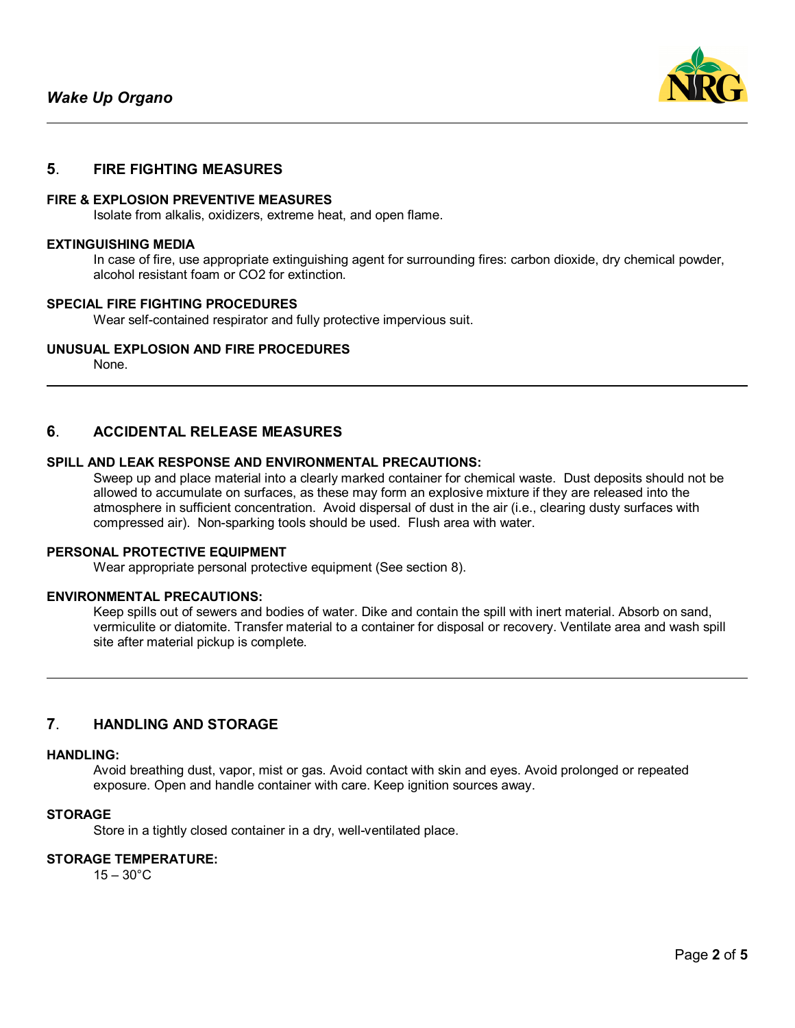## 5. FIRE FIGHTING MEASURES

**FIRE & EXPLOSION PREVENTIVE MEASURES**

Isolate from alkalis, oxidizers, extreme heat, and open flame.

**EXTINGUISHING MEDIA**

In case of fire, use appropriate extinguishing agent for surrounding fires: carbon dioxide, dry chemical powder, alcohol resistant foam or $CO_2$ for extinction.

**SPECIAL FIRE FIGHTING PROCEDURES**

Wear self-contained respirator and fully protective impervious suit.

**UNUSUAL EXPLOSION AND FIRE PROCEDURES**

None.

## 6. ACCIDENTAL RELEASE MEASURES

**SPILL AND LEAK RESPONSE AND ENVIRONMENTAL PRECAUTIONS:**

Sweep up and place material into a clearly marked container for chemical waste. Dust deposits should not be allowed to accumulate on surfaces, as these may form an explosive mixture if they are released into the atmosphere in sufficient concentration. Avoid dispersal of dust in the air (i.e., clearing dusty surfaces with compressed air). Non-sparking tools should be used. Flush area with water.

**PERSONAL PROTECTIVE EQUIPMENT**

Wear appropriate personal protective equipment (See section 8).

**ENVIRONMENTAL PRECAUTIONS:**

Keep spills out of sewers and bodies of water. Dike and contain the spill with inert material. Absorb on sand, vermiculite or diatomite. Transfer material to a container for disposal or recovery. Ventilate area and wash spill site after material pickup is complete.

## 7. HANDLING AND STORAGE

**HANDLING:**

Avoid breathing dust, vapor, mist or gas. Avoid contact with skin and eyes. Avoid prolonged or repeated exposure. Open and handle container with care. Keep ignition sources away.

**STORAGE**

Store in a tightly closed container in a dry, well-ventilated place.

**STORAGE TEMPERATURE:**

15 – 30°C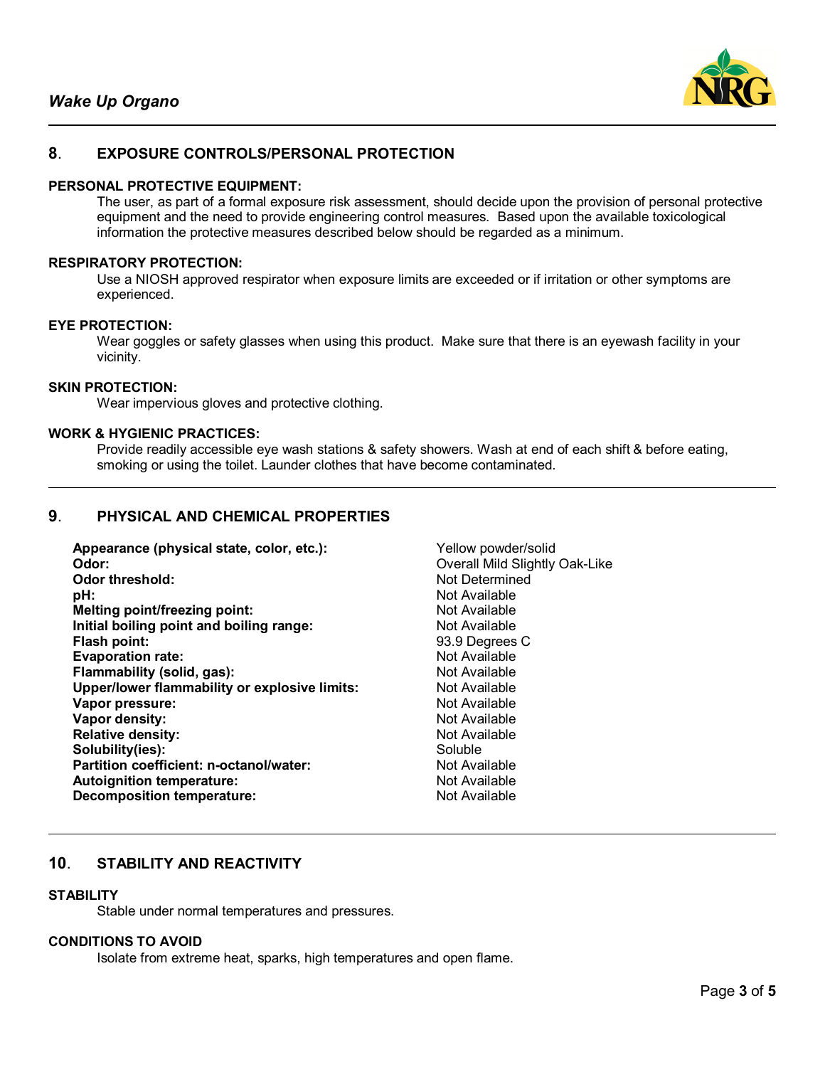## 8. EXPOSURE CONTROLS/PERSONAL PROTECTION

**PERSONAL PROTECTIVE EQUIPMENT:**

The user, as part of a formal exposure risk assessment, should decide upon the provision of personal protective equipment and the need to provide engineering control measures. Based upon the available toxicological information the protective measures described below should be regarded as a minimum.

**RESPIRATORY PROTECTION:**

Use a NIOSH approved respirator when exposure limits are exceeded or if irritation or other symptoms are experienced.

**EYE PROTECTION:**

Wear goggles or safety glasses when using this product. Make sure that there is an eyewash facility in your vicinity.

**SKIN PROTECTION:**

Wear impervious gloves and protective clothing.

**WORK & HYGIENIC PRACTICES:**

Provide readily accessible eye wash stations & safety showers. Wash at end of each shift & before eating, smoking or using the toilet. Launder clothes that have become contaminated.

## 9. PHYSICAL AND CHEMICAL PROPERTIES

| Property | Value |
|---|---|
| **Appearance (physical state, color, etc.):** | Yellow powder/solid |
| **Odor:** | Overall Mild Slightly Oak-Like |
| **Odor threshold:** | Not Determined |
| **pH:** | Not Available |
| **Melting point/freezing point:** | Not Available |
| **Initial boiling point and boiling range:** | Not Available |
| **Flash point:** | 93.9 Degrees C |
| **Evaporation rate:** | Not Available |
| **Flammability (solid, gas):** | Not Available |
| **Upper/lower flammability or explosive limits:** | Not Available |
| **Vapor pressure:** | Not Available |
| **Vapor density:** | Not Available |
| **Relative density:** | Not Available |
| **Solubility(ies):** | Soluble |
| **Partition coefficient: n-octanol/water:** | Not Available |
| **Autoignition temperature:** | Not Available |
| **Decomposition temperature:** | Not Available |

## 10. STABILITY AND REACTIVITY

**STABILITY**

Stable under normal temperatures and pressures.

**CONDITIONS TO AVOID**

Isolate from extreme heat, sparks, high temperatures and open flame.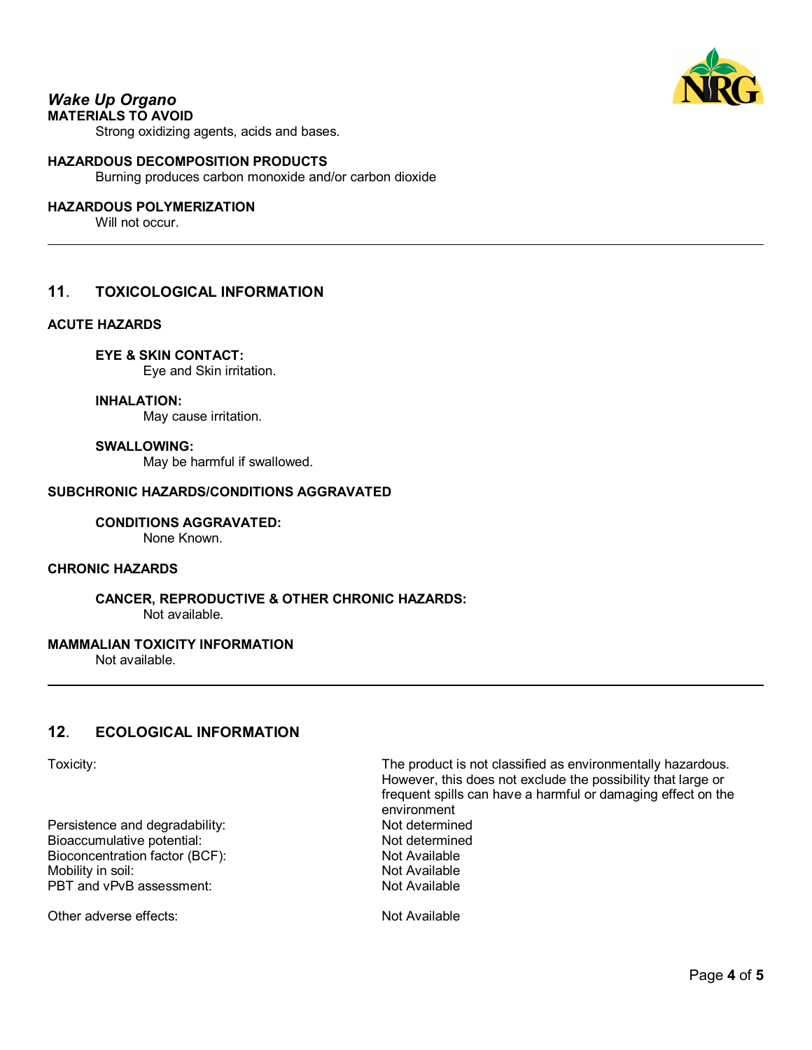*Wake Up Organo*

**MATERIALS TO AVOID**

Strong oxidizing agents, acids and bases.

**HAZARDOUS DECOMPOSITION PRODUCTS**

Burning produces carbon monoxide and/or carbon dioxide

**HAZARDOUS POLYMERIZATION**

Will not occur.

---

## 11. TOXICOLOGICAL INFORMATION

**ACUTE HAZARDS**

**EYE & SKIN CONTACT:**
Eye and Skin irritation.

**INHALATION:**
May cause irritation.

**SWALLOWING:**
May be harmful if swallowed.

**SUBCHRONIC HAZARDS/CONDITIONS AGGRAVATED**

**CONDITIONS AGGRAVATED:**
None Known.

**CHRONIC HAZARDS**

**CANCER, REPRODUCTIVE & OTHER CHRONIC HAZARDS:**
Not available.

**MAMMALIAN TOXICITY INFORMATION**

Not available.

---

## 12. ECOLOGICAL INFORMATION

| | |
|---|---|
| Toxicity: | The product is not classified as environmentally hazardous. However, this does not exclude the possibility that large or frequent spills can have a harmful or damaging effect on the environment |
| Persistence and degradability: | Not determined |
| Bioaccumulative potential: | Not determined |
| Bioconcentration factor (BCF): | Not Available |
| Mobility in soil: | Not Available |
| PBT and vPvB assessment: | Not Available |
| Other adverse effects: | Not Available |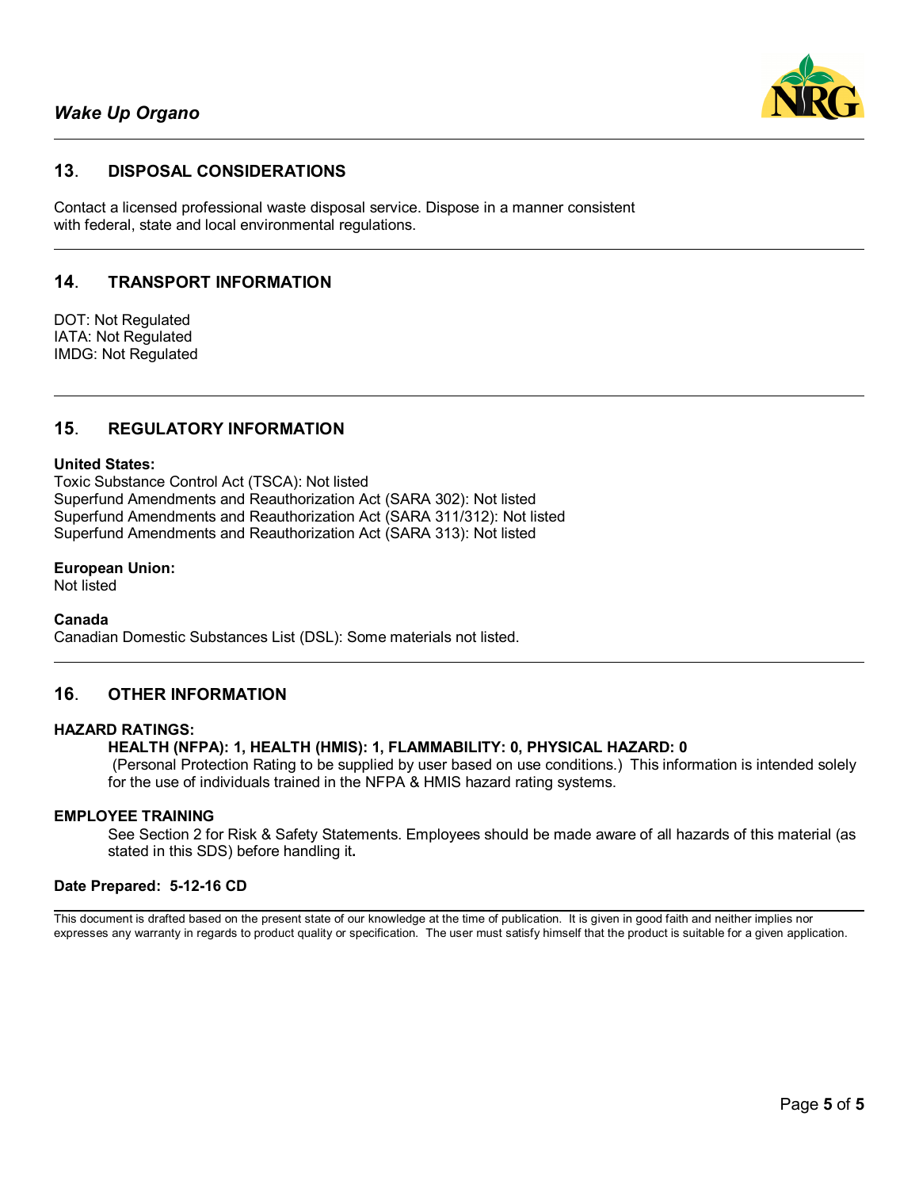## 13. DISPOSAL CONSIDERATIONS

Contact a licensed professional waste disposal service. Dispose in a manner consistent with federal, state and local environmental regulations.

## 14. TRANSPORT INFORMATION

DOT: Not Regulated
IATA: Not Regulated
IMDG: Not Regulated

## 15. REGULATORY INFORMATION

**United States:**
Toxic Substance Control Act (TSCA): Not listed
Superfund Amendments and Reauthorization Act (SARA 302): Not listed
Superfund Amendments and Reauthorization Act (SARA 311/312): Not listed
Superfund Amendments and Reauthorization Act (SARA 313): Not listed

**European Union:**
Not listed

**Canada**
Canadian Domestic Substances List (DSL): Some materials not listed.

## 16. OTHER INFORMATION

**HAZARD RATINGS:**

**HEALTH (NFPA): 1, HEALTH (HMIS): 1, FLAMMABILITY: 0, PHYSICAL HAZARD: 0**
(Personal Protection Rating to be supplied by user based on use conditions.) This information is intended solely for the use of individuals trained in the NFPA & HMIS hazard rating systems.

**EMPLOYEE TRAINING**

See Section 2 for Risk & Safety Statements. Employees should be made aware of all hazards of this material (as stated in this SDS) before handling it.

**Date Prepared: 5-12-16 CD**

This document is drafted based on the present state of our knowledge at the time of publication. It is given in good faith and neither implies nor expresses any warranty in regards to product quality or specification. The user must satisfy himself that the product is suitable for a given application.